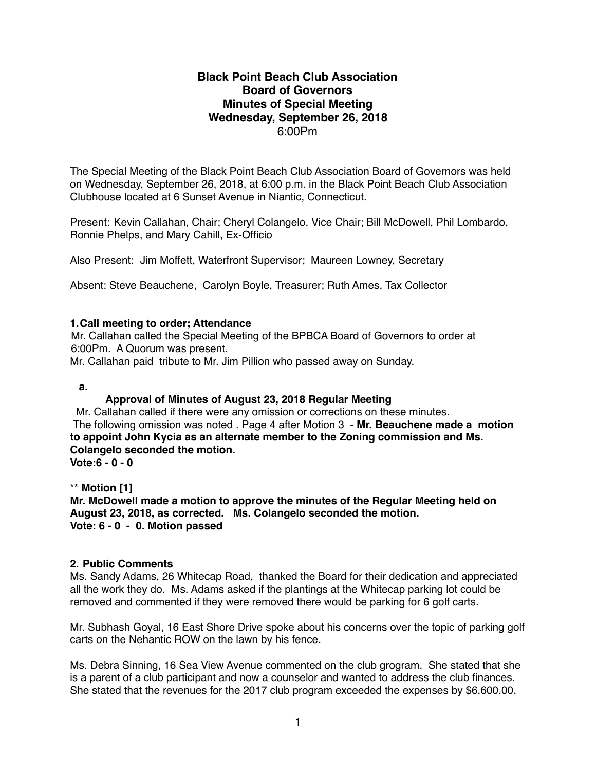# Black Point Beach Club Association
## Board of Governors
## Minutes of Special Meeting
## Wednesday, September 26, 2018
6:00Pm

The Special Meeting of the Black Point Beach Club Association Board of Governors was held on Wednesday, September 26, 2018, at 6:00 p.m. in the Black Point Beach Club Association Clubhouse located at 6 Sunset Avenue in Niantic, Connecticut.

Present: Kevin Callahan, Chair; Cheryl Colangelo, Vice Chair; Bill McDowell, Phil Lombardo, Ronnie Phelps, and Mary Cahill, Ex-Officio

Also Present: Jim Moffett, Waterfront Supervisor; Maureen Lowney, Secretary

Absent: Steve Beauchene, Carolyn Boyle, Treasurer; Ruth Ames, Tax Collector

### 1. Call meeting to order; Attendance

Mr. Callahan called the Special Meeting of the BPBCA Board of Governors to order at 6:00Pm. A Quorum was present.
Mr. Callahan paid tribute to Mr. Jim Pillion who passed away on Sunday.

**a.**

**Approval of Minutes of August 23, 2018 Regular Meeting**

Mr. Callahan called if there were any omission or corrections on these minutes.
The following omission was noted . Page 4 after Motion 3 - **Mr. Beauchene made a motion to appoint John Kycia as an alternate member to the Zoning commission and Ms. Colangelo seconded the motion.**
**Vote:6 - 0 - 0**

** **Motion [1]**
**Mr. McDowell made a motion to approve the minutes of the Regular Meeting held on August 23, 2018, as corrected. Ms. Colangelo seconded the motion.**
**Vote: 6 - 0 - 0. Motion passed**

### 2. Public Comments

Ms. Sandy Adams, 26 Whitecap Road, thanked the Board for their dedication and appreciated all the work they do. Ms. Adams asked if the plantings at the Whitecap parking lot could be removed and commented if they were removed there would be parking for 6 golf carts.

Mr. Subhash Goyal, 16 East Shore Drive spoke about his concerns over the topic of parking golf carts on the Nehantic ROW on the lawn by his fence.

Ms. Debra Sinning, 16 Sea View Avenue commented on the club grogram. She stated that she is a parent of a club participant and now a counselor and wanted to address the club finances. She stated that the revenues for the 2017 club program exceeded the expenses by $6,600.00.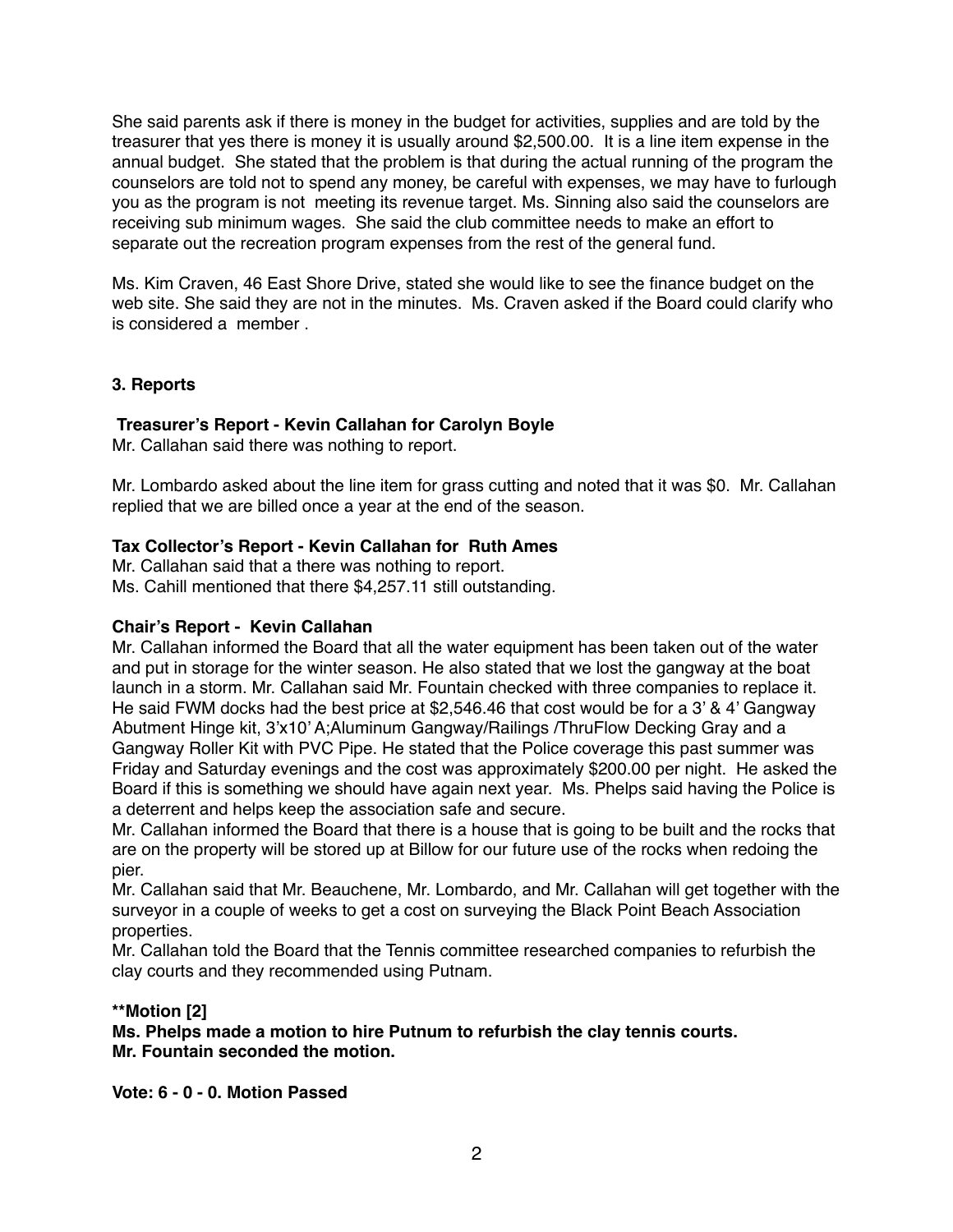She said parents ask if there is money in the budget for activities, supplies and are told by the treasurer that yes there is money it is usually around $2,500.00. It is a line item expense in the annual budget. She stated that the problem is that during the actual running of the program the counselors are told not to spend any money, be careful with expenses, we may have to furlough you as the program is not meeting its revenue target. Ms. Sinning also said the counselors are receiving sub minimum wages. She said the club committee needs to make an effort to separate out the recreation program expenses from the rest of the general fund.

Ms. Kim Craven, 46 East Shore Drive, stated she would like to see the finance budget on the web site. She said they are not in the minutes. Ms. Craven asked if the Board could clarify who is considered a member .

**3. Reports**

**Treasurer's Report - Kevin Callahan for Carolyn Boyle**

Mr. Callahan said there was nothing to report.

Mr. Lombardo asked about the line item for grass cutting and noted that it was $0. Mr. Callahan replied that we are billed once a year at the end of the season.

**Tax Collector's Report - Kevin Callahan for Ruth Ames**

Mr. Callahan said that a there was nothing to report.
Ms. Cahill mentioned that there $4,257.11 still outstanding.

**Chair's Report - Kevin Callahan**

Mr. Callahan informed the Board that all the water equipment has been taken out of the water and put in storage for the winter season. He also stated that we lost the gangway at the boat launch in a storm. Mr. Callahan said Mr. Fountain checked with three companies to replace it. He said FWM docks had the best price at $2,546.46 that cost would be for a 3' & 4' Gangway Abutment Hinge kit, 3'x10' A;Aluminum Gangway/Railings /ThruFlow Decking Gray and a Gangway Roller Kit with PVC Pipe. He stated that the Police coverage this past summer was Friday and Saturday evenings and the cost was approximately $200.00 per night. He asked the Board if this is something we should have again next year. Ms. Phelps said having the Police is a deterrent and helps keep the association safe and secure.
Mr. Callahan informed the Board that there is a house that is going to be built and the rocks that are on the property will be stored up at Billow for our future use of the rocks when redoing the pier.
Mr. Callahan said that Mr. Beauchene, Mr. Lombardo, and Mr. Callahan will get together with the surveyor in a couple of weeks to get a cost on surveying the Black Point Beach Association properties.
Mr. Callahan told the Board that the Tennis committee researched companies to refurbish the clay courts and they recommended using Putnam.

**Motion [2]**
**Ms. Phelps made a motion to hire Putnum to refurbish the clay tennis courts.**
**Mr. Fountain seconded the motion.**

**Vote: 6 - 0 - 0. Motion Passed**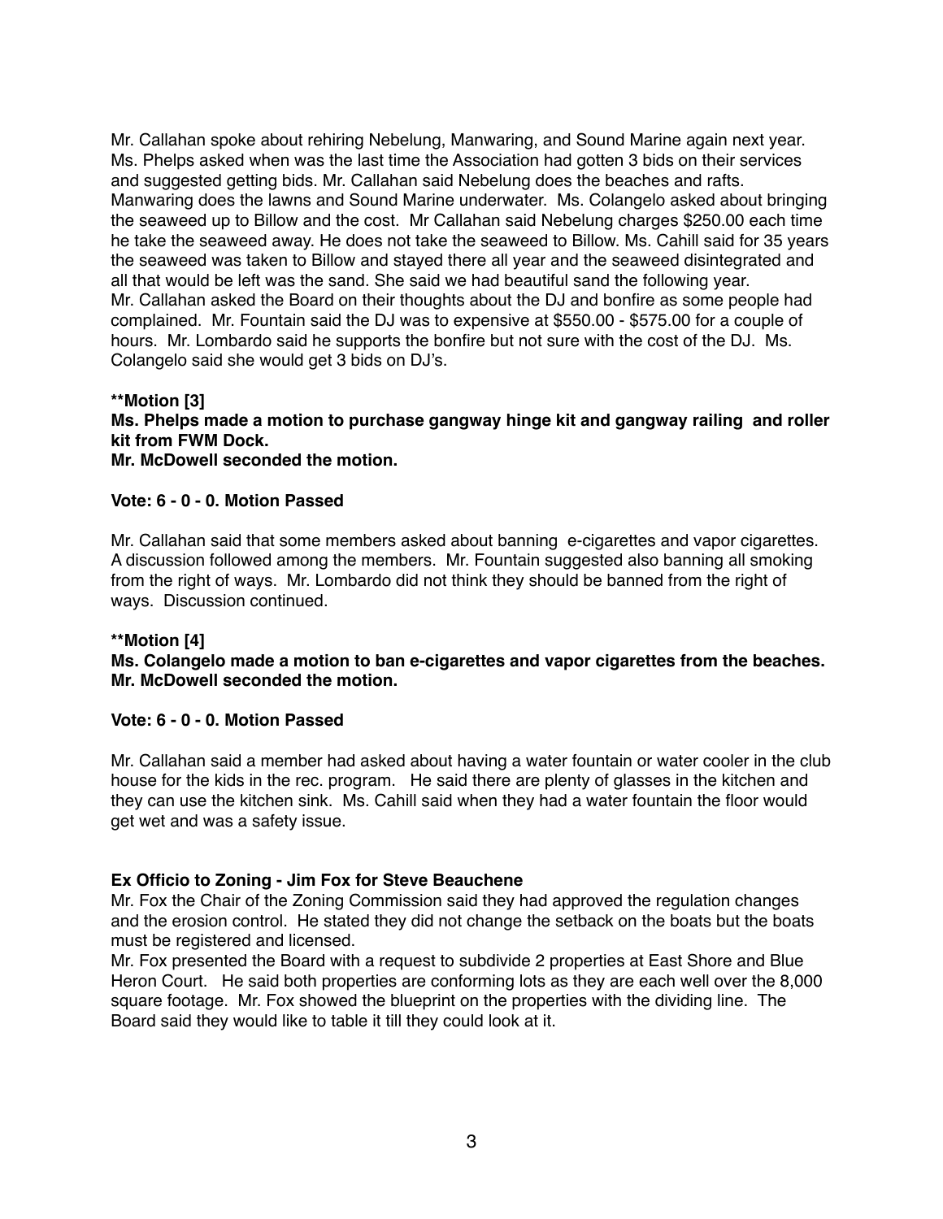Mr. Callahan spoke about rehiring Nebelung, Manwaring, and Sound Marine again next year. Ms. Phelps asked when was the last time the Association had gotten 3 bids on their services and suggested getting bids. Mr. Callahan said Nebelung does the beaches and rafts. Manwaring does the lawns and Sound Marine underwater. Ms. Colangelo asked about bringing the seaweed up to Billow and the cost. Mr Callahan said Nebelung charges $250.00 each time he take the seaweed away. He does not take the seaweed to Billow. Ms. Cahill said for 35 years the seaweed was taken to Billow and stayed there all year and the seaweed disintegrated and all that would be left was the sand. She said we had beautiful sand the following year. Mr. Callahan asked the Board on their thoughts about the DJ and bonfire as some people had complained. Mr. Fountain said the DJ was to expensive at $550.00 - $575.00 for a couple of hours. Mr. Lombardo said he supports the bonfire but not sure with the cost of the DJ. Ms. Colangelo said she would get 3 bids on DJ's.

**\*\*Motion [3]**
**Ms. Phelps made a motion to purchase gangway hinge kit and gangway railing and roller kit from FWM Dock.**
**Mr. McDowell seconded the motion.**

**Vote: 6 - 0 - 0. Motion Passed**

Mr. Callahan said that some members asked about banning e-cigarettes and vapor cigarettes. A discussion followed among the members. Mr. Fountain suggested also banning all smoking from the right of ways. Mr. Lombardo did not think they should be banned from the right of ways. Discussion continued.

**\*\*Motion [4]**
**Ms. Colangelo made a motion to ban e-cigarettes and vapor cigarettes from the beaches.**
**Mr. McDowell seconded the motion.**

**Vote: 6 - 0 - 0. Motion Passed**

Mr. Callahan said a member had asked about having a water fountain or water cooler in the club house for the kids in the rec. program. He said there are plenty of glasses in the kitchen and they can use the kitchen sink. Ms. Cahill said when they had a water fountain the floor would get wet and was a safety issue.

**Ex Officio to Zoning - Jim Fox for Steve Beauchene**

Mr. Fox the Chair of the Zoning Commission said they had approved the regulation changes and the erosion control. He stated they did not change the setback on the boats but the boats must be registered and licensed.

Mr. Fox presented the Board with a request to subdivide 2 properties at East Shore and Blue Heron Court. He said both properties are conforming lots as they are each well over the 8,000 square footage. Mr. Fox showed the blueprint on the properties with the dividing line. The Board said they would like to table it till they could look at it.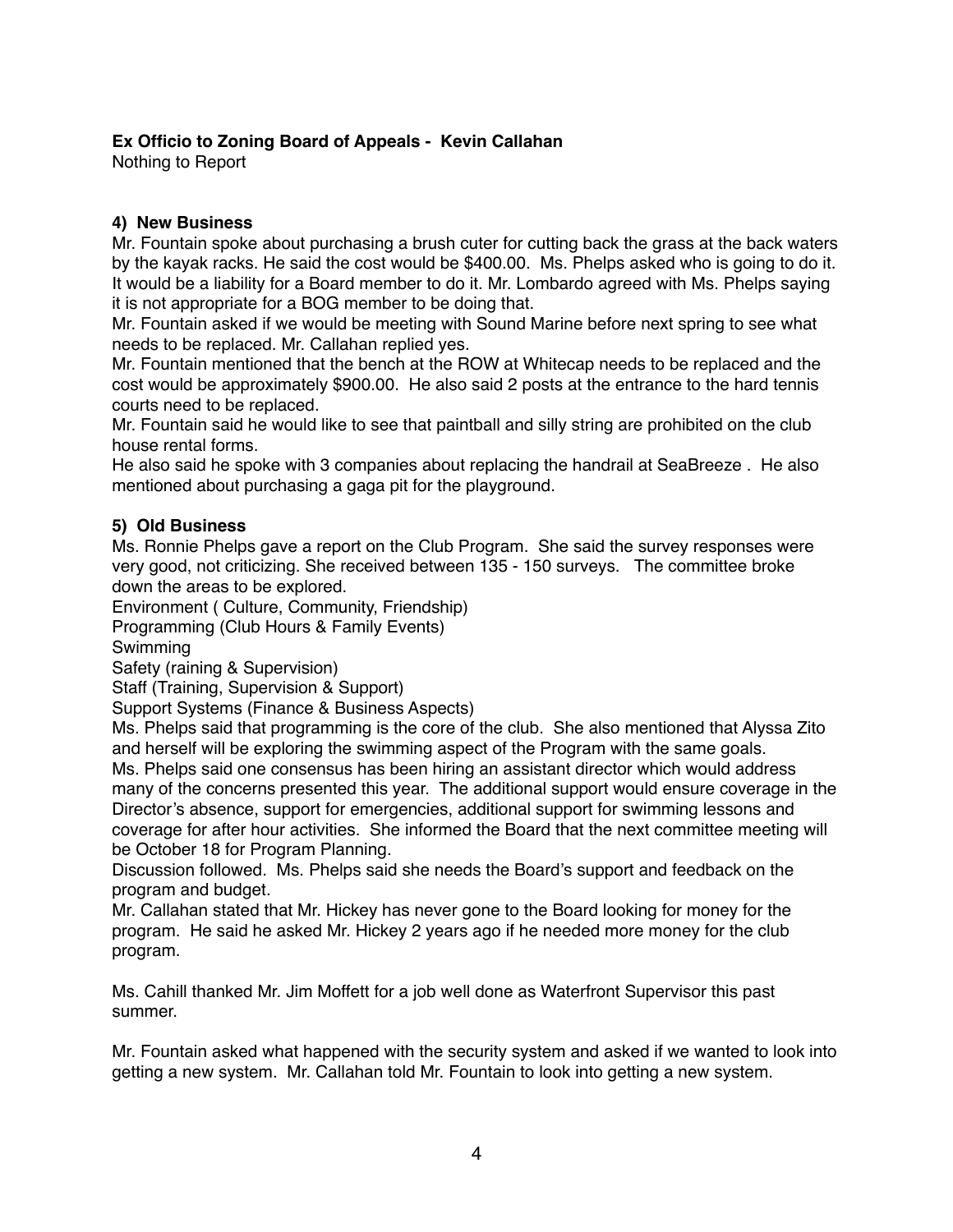**Ex Officio to Zoning Board of Appeals - Kevin Callahan**
Nothing to Report

**4) New Business**
Mr. Fountain spoke about purchasing a brush cuter for cutting back the grass at the back waters by the kayak racks. He said the cost would be $400.00. Ms. Phelps asked who is going to do it. It would be a liability for a Board member to do it. Mr. Lombardo agreed with Ms. Phelps saying it is not appropriate for a BOG member to be doing that.
Mr. Fountain asked if we would be meeting with Sound Marine before next spring to see what needs to be replaced. Mr. Callahan replied yes.
Mr. Fountain mentioned that the bench at the ROW at Whitecap needs to be replaced and the cost would be approximately $900.00. He also said 2 posts at the entrance to the hard tennis courts need to be replaced.
Mr. Fountain said he would like to see that paintball and silly string are prohibited on the club house rental forms.
He also said he spoke with 3 companies about replacing the handrail at SeaBreeze . He also mentioned about purchasing a gaga pit for the playground.

**5) Old Business**
Ms. Ronnie Phelps gave a report on the Club Program. She said the survey responses were very good, not criticizing. She received between 135 - 150 surveys. The committee broke down the areas to be explored.
Environment ( Culture, Community, Friendship)
Programming (Club Hours & Family Events)
Swimming
Safety (raining & Supervision)
Staff (Training, Supervision & Support)
Support Systems (Finance & Business Aspects)
Ms. Phelps said that programming is the core of the club. She also mentioned that Alyssa Zito and herself will be exploring the swimming aspect of the Program with the same goals.
Ms. Phelps said one consensus has been hiring an assistant director which would address many of the concerns presented this year. The additional support would ensure coverage in the Director's absence, support for emergencies, additional support for swimming lessons and coverage for after hour activities. She informed the Board that the next committee meeting will be October 18 for Program Planning.
Discussion followed. Ms. Phelps said she needs the Board's support and feedback on the program and budget.
Mr. Callahan stated that Mr. Hickey has never gone to the Board looking for money for the program. He said he asked Mr. Hickey 2 years ago if he needed more money for the club program.

Ms. Cahill thanked Mr. Jim Moffett for a job well done as Waterfront Supervisor this past summer.

Mr. Fountain asked what happened with the security system and asked if we wanted to look into getting a new system. Mr. Callahan told Mr. Fountain to look into getting a new system.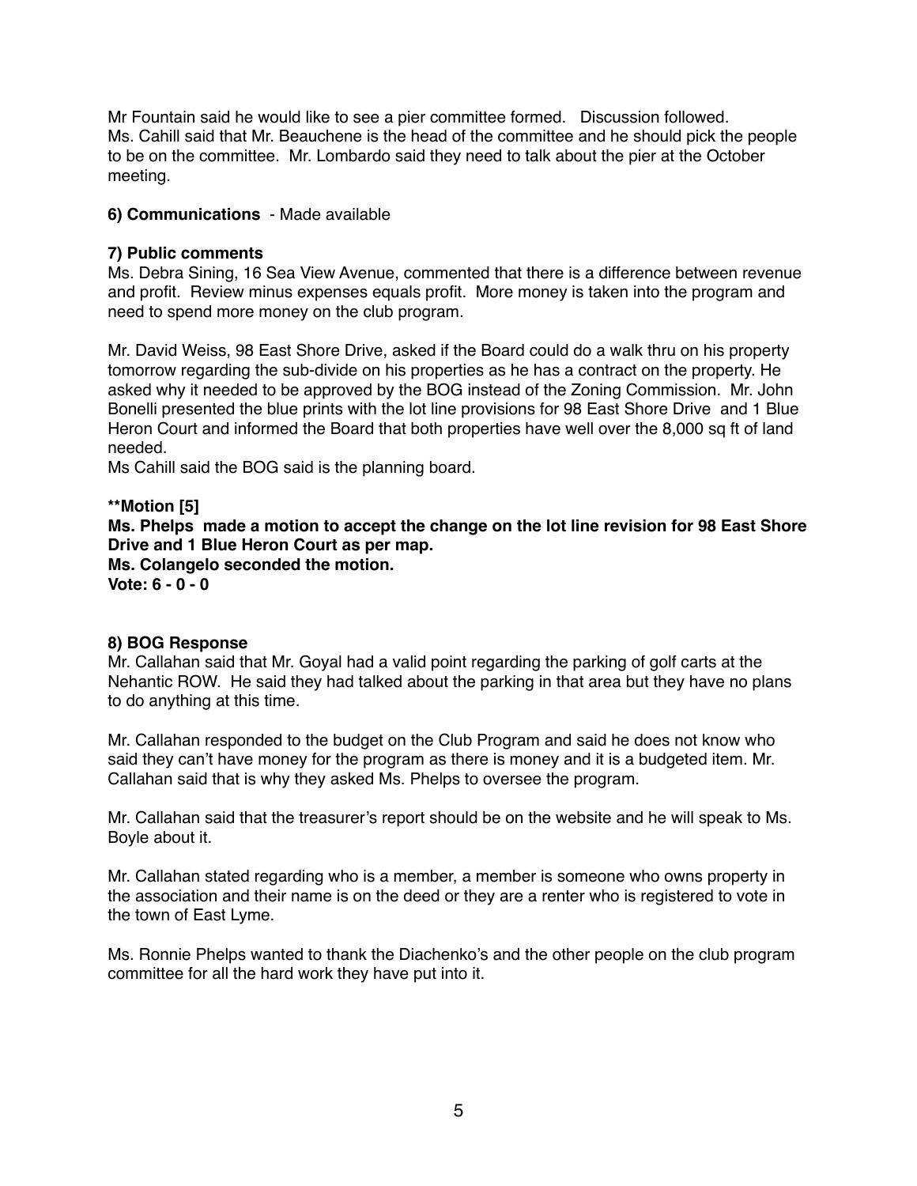Mr Fountain said he would like to see a pier committee formed. Discussion followed. Ms. Cahill said that Mr. Beauchene is the head of the committee and he should pick the people to be on the committee. Mr. Lombardo said they need to talk about the pier at the October meeting.

**6) Communications** - Made available

**7) Public comments**
Ms. Debra Sining, 16 Sea View Avenue, commented that there is a difference between revenue and profit. Review minus expenses equals profit. More money is taken into the program and need to spend more money on the club program.

Mr. David Weiss, 98 East Shore Drive, asked if the Board could do a walk thru on his property tomorrow regarding the sub-divide on his properties as he has a contract on the property. He asked why it needed to be approved by the BOG instead of the Zoning Commission. Mr. John Bonelli presented the blue prints with the lot line provisions for 98 East Shore Drive and 1 Blue Heron Court and informed the Board that both properties have well over the 8,000 sq ft of land needed.
Ms Cahill said the BOG said is the planning board.

**\*\*Motion [5]**
**Ms. Phelps made a motion to accept the change on the lot line revision for 98 East Shore Drive and 1 Blue Heron Court as per map.**
**Ms. Colangelo seconded the motion.**
**Vote: 6 - 0 - 0**

**8) BOG Response**
Mr. Callahan said that Mr. Goyal had a valid point regarding the parking of golf carts at the Nehantic ROW. He said they had talked about the parking in that area but they have no plans to do anything at this time.

Mr. Callahan responded to the budget on the Club Program and said he does not know who said they can't have money for the program as there is money and it is a budgeted item. Mr. Callahan said that is why they asked Ms. Phelps to oversee the program.

Mr. Callahan said that the treasurer's report should be on the website and he will speak to Ms. Boyle about it.

Mr. Callahan stated regarding who is a member, a member is someone who owns property in the association and their name is on the deed or they are a renter who is registered to vote in the town of East Lyme.

Ms. Ronnie Phelps wanted to thank the Diachenko's and the other people on the club program committee for all the hard work they have put into it.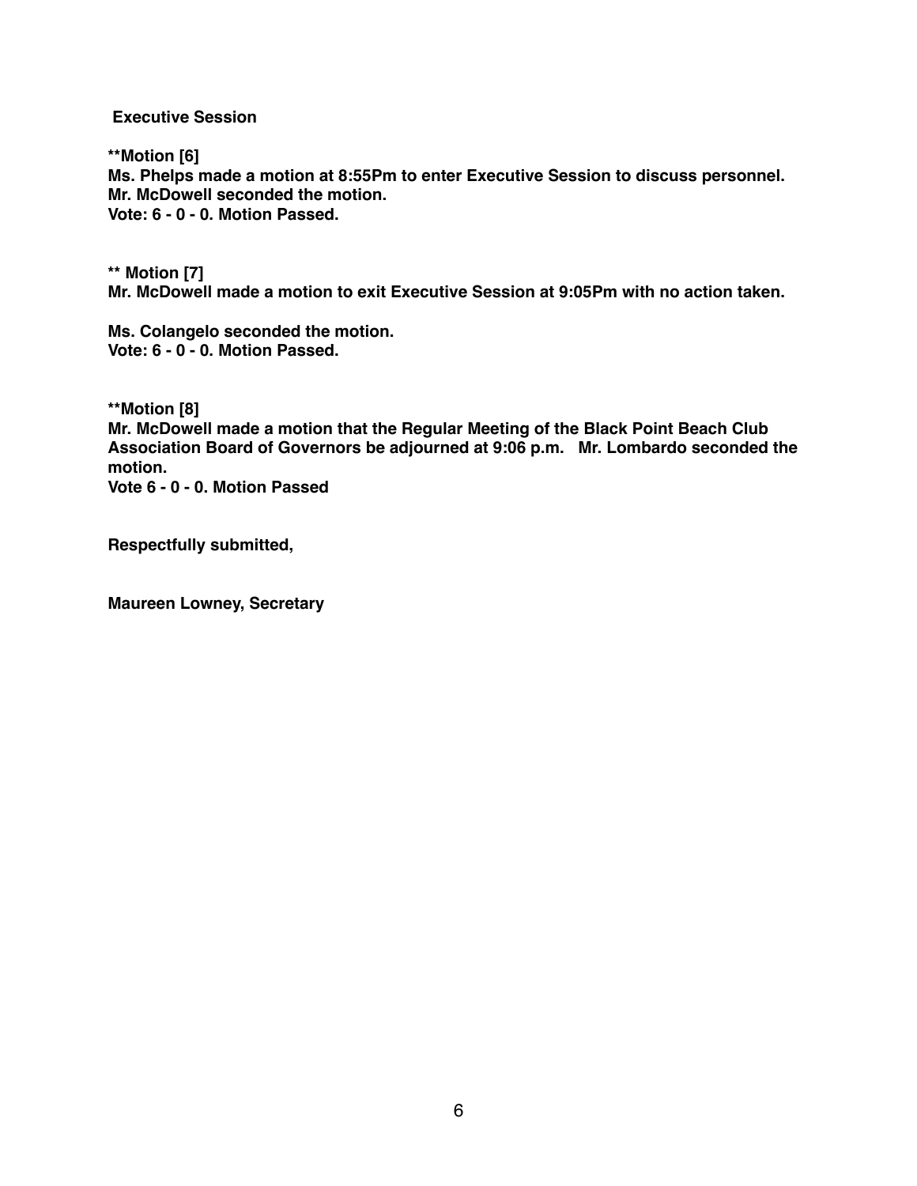**Executive Session**

**\*\*Motion [6]**
**Ms. Phelps made a motion at 8:55Pm to enter Executive Session to discuss personnel.**
**Mr. McDowell seconded the motion.**
**Vote: 6 - 0 - 0. Motion Passed.**

**\*\* Motion [7]**
**Mr. McDowell made a motion to exit Executive Session at 9:05Pm with no action taken.**

**Ms. Colangelo seconded the motion.**
**Vote: 6 - 0 - 0. Motion Passed.**

**\*\*Motion [8]**
**Mr. McDowell made a motion that the Regular Meeting of the Black Point Beach Club Association Board of Governors be adjourned at 9:06 p.m. Mr. Lombardo seconded the motion.**
**Vote 6 - 0 - 0. Motion Passed**

**Respectfully submitted,**

**Maureen Lowney, Secretary**